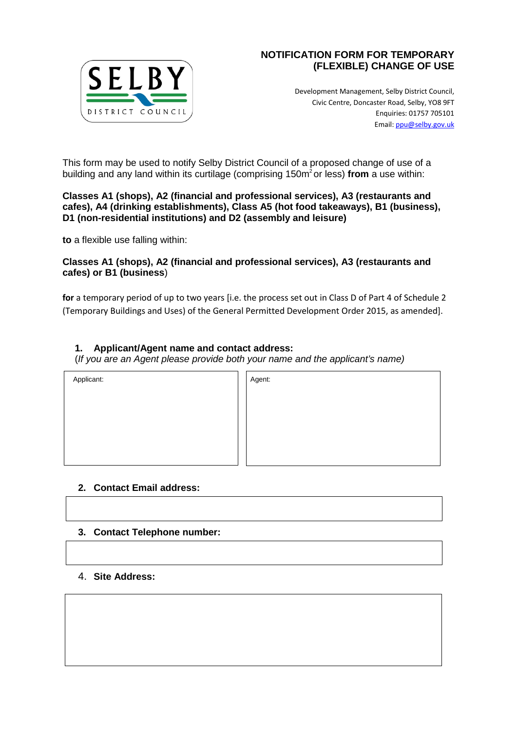# NOTIFICATION FORM FOR TEMPORARY (FLEXIBLE) CHANGE OF USE

Development Management, Selby District Council,
Civic Centre, Doncaster Road, Selby, YO8 9FT
Enquiries: 01757 705101
Email: ppu@selby.gov.uk

This form may be used to notify Selby District Council of a proposed change of use of a building and any land within its curtilage (comprising 150m$^2$ or less) **from** a use within:

**Classes A1 (shops), A2 (financial and professional services), A3 (restaurants and cafes), A4 (drinking establishments), Class A5 (hot food takeaways), B1 (business), D1 (non-residential institutions) and D2 (assembly and leisure)**

**to** a flexible use falling within:

**Classes A1 (shops), A2 (financial and professional services), A3 (restaurants and cafes) or B1 (business**)

**for** a temporary period of up to two years [i.e. the process set out in Class D of Part 4 of Schedule 2 (Temporary Buildings and Uses) of the General Permitted Development Order 2015, as amended].

**1. Applicant/Agent name and contact address:**
(*If you are an Agent please provide both your name and the applicant's name)*

| Applicant: | Agent: |
|---|---|
| | |

**2. Contact Email address:**

| |
|---|

**3. Contact Telephone number:**

| |
|---|

4. **Site Address:**

| |
|---|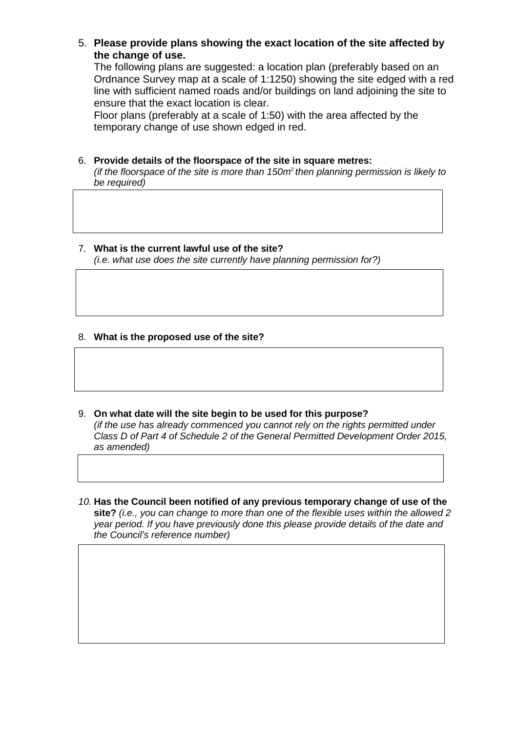5. **Please provide plans showing the exact location of the site affected by the change of use.**
   The following plans are suggested: a location plan (preferably based on an Ordnance Survey map at a scale of 1:1250) showing the site edged with a red line with sufficient named roads and/or buildings on land adjoining the site to ensure that the exact location is clear.
   Floor plans (preferably at a scale of 1:50) with the area affected by the temporary change of use shown edged in red.

6. **Provide details of the floorspace of the site in square metres:**
   *(if the floorspace of the site is more than 150m$^2$ then planning permission is likely to be required)*

7. **What is the current lawful use of the site?**
   *(i.e. what use does the site currently have planning permission for?)*

8. **What is the proposed use of the site?**

9. **On what date will the site begin to be used for this purpose?**
   *(if the use has already commenced you cannot rely on the rights permitted under Class D of Part 4 of Schedule 2 of the General Permitted Development Order 2015, as amended)*

10. **Has the Council been notified of any previous temporary change of use of the site?** *(i.e., you can change to more than one of the flexible uses within the allowed 2 year period. If you have previously done this please provide details of the date and the Council's reference number)*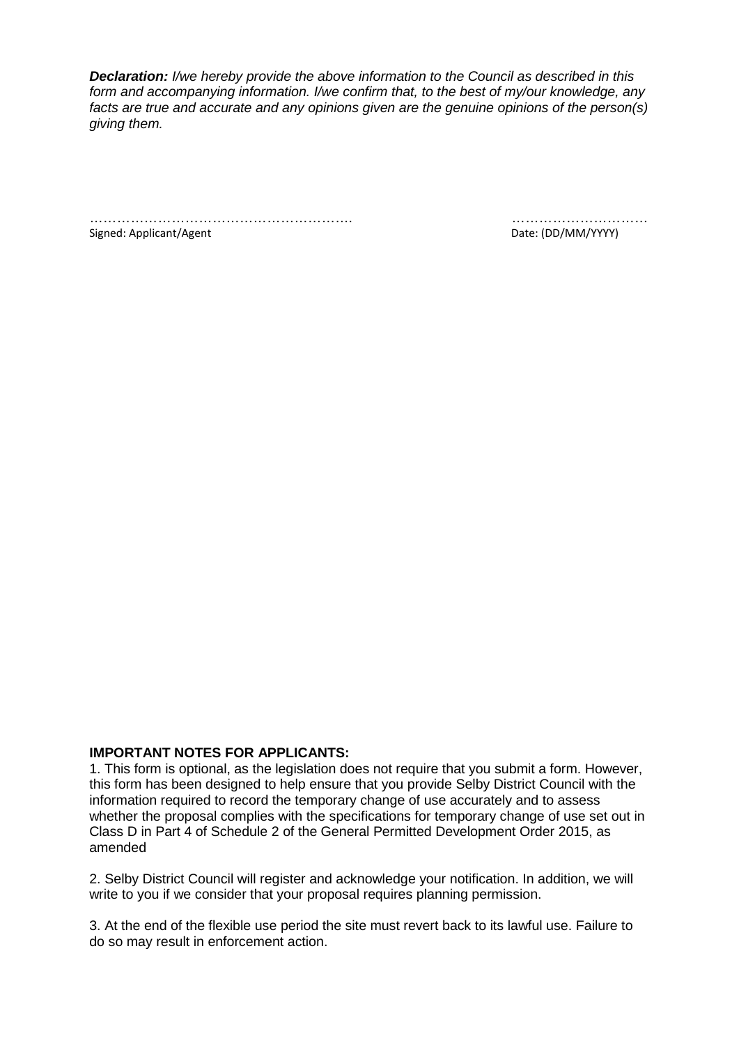***Declaration:*** *I/we hereby provide the above information to the Council as described in this form and accompanying information. I/we confirm that, to the best of my/our knowledge, any facts are true and accurate and any opinions given are the genuine opinions of the person(s) giving them.*

………………………………………………….  
Signed: Applicant/Agent

…………………………  
Date: (DD/MM/YYYY)

**IMPORTANT NOTES FOR APPLICANTS:**

1. This form is optional, as the legislation does not require that you submit a form. However, this form has been designed to help ensure that you provide Selby District Council with the information required to record the temporary change of use accurately and to assess whether the proposal complies with the specifications for temporary change of use set out in Class D in Part 4 of Schedule 2 of the General Permitted Development Order 2015, as amended

2. Selby District Council will register and acknowledge your notification. In addition, we will write to you if we consider that your proposal requires planning permission.

3. At the end of the flexible use period the site must revert back to its lawful use. Failure to do so may result in enforcement action.